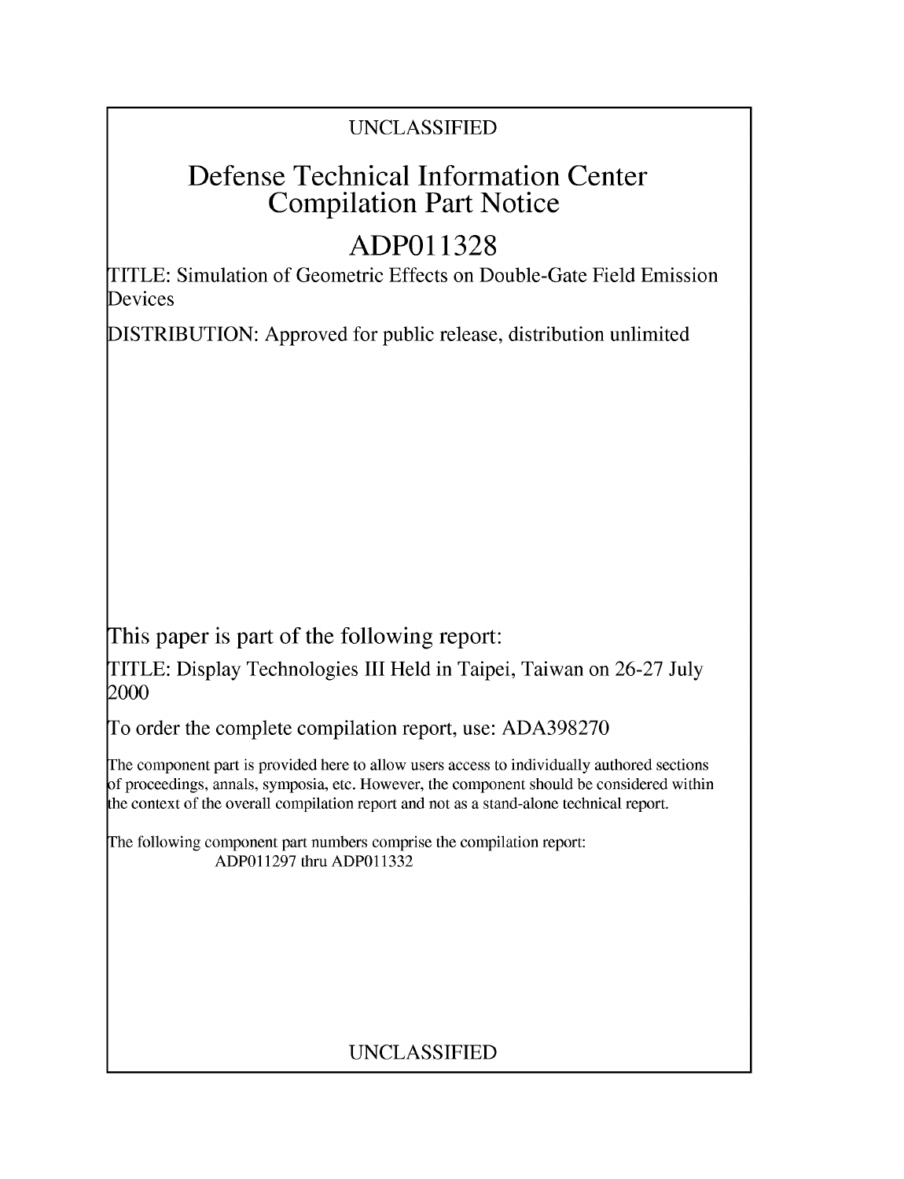UNCLASSIFIED

# Defense Technical Information Center Compilation Part Notice

# ADP011328

TITLE: Simulation of Geometric Effects on Double-Gate Field Emission Devices

DISTRIBUTION: Approved for public release, distribution unlimited

This paper is part of the following report:

TITLE: Display Technologies III Held in Taipei, Taiwan on 26-27 July 2000

To order the complete compilation report, use: ADA398270

The component part is provided here to allow users access to individually authored sections of proceedings, annals, symposia, etc. However, the component should be considered within the context of the overall compilation report and not as a stand-alone technical report.

The following component part numbers comprise the compilation report:
ADP011297 thru ADP011332

UNCLASSIFIED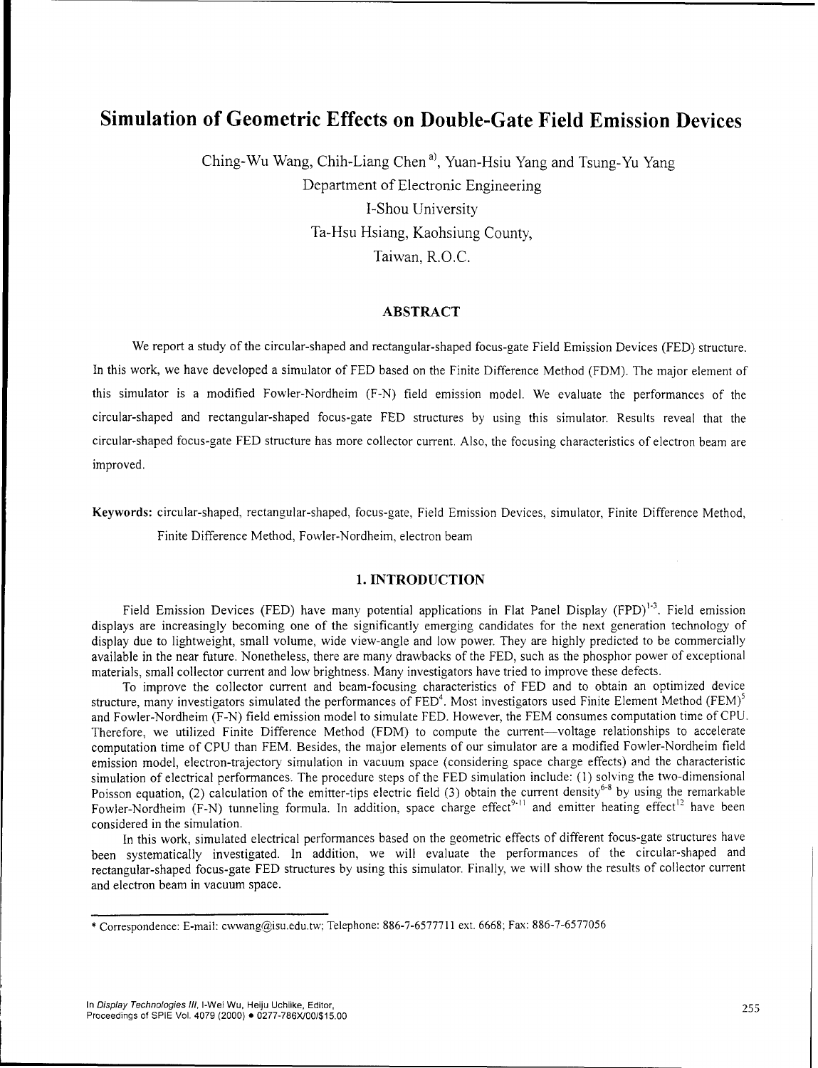# Simulation of Geometric Effects on Double-Gate Field Emission Devices

Ching-Wu Wang, Chih-Liang Chen [a)], Yuan-Hsiu Yang and Tsung-Yu Yang

Department of Electronic Engineering
I-Shou University
Ta-Hsu Hsiang, Kaohsiung County,
Taiwan, R.O.C.

## ABSTRACT

We report a study of the circular-shaped and rectangular-shaped focus-gate Field Emission Devices (FED) structure. In this work, we have developed a simulator of FED based on the Finite Difference Method (FDM). The major element of this simulator is a modified Fowler-Nordheim (F-N) field emission model. We evaluate the performances of the circular-shaped and rectangular-shaped focus-gate FED structures by using this simulator. Results reveal that the circular-shaped focus-gate FED structure has more collector current. Also, the focusing characteristics of electron beam are improved.

**Keywords:** circular-shaped, rectangular-shaped, focus-gate, Field Emission Devices, simulator, Finite Difference Method, Finite Difference Method, Fowler-Nordheim, electron beam

## 1. INTRODUCTION

Field Emission Devices (FED) have many potential applications in Flat Panel Display (FPD)[1-3]. Field emission displays are increasingly becoming one of the significantly emerging candidates for the next generation technology of display due to lightweight, small volume, wide view-angle and low power. They are highly predicted to be commercially available in the near future. Nonetheless, there are many drawbacks of the FED, such as the phosphor power of exceptional materials, small collector current and low brightness. Many investigators have tried to improve these defects.

To improve the collector current and beam-focusing characteristics of FED and to obtain an optimized device structure, many investigators simulated the performances of FED[4]. Most investigators used Finite Element Method (FEM)[5] and Fowler-Nordheim (F-N) field emission model to simulate FED. However, the FEM consumes computation time of CPU. Therefore, we utilized Finite Difference Method (FDM) to compute the current—voltage relationships to accelerate computation time of CPU than FEM. Besides, the major elements of our simulator are a modified Fowler-Nordheim field emission model, electron-trajectory simulation in vacuum space (considering space charge effects) and the characteristic simulation of electrical performances. The procedure steps of the FED simulation include: (1) solving the two-dimensional Poisson equation, (2) calculation of the emitter-tips electric field (3) obtain the current density[6-8] by using the remarkable Fowler-Nordheim (F-N) tunneling formula. In addition, space charge effect[9-11] and emitter heating effect[12] have been considered in the simulation.

In this work, simulated electrical performances based on the geometric effects of different focus-gate structures have been systematically investigated. In addition, we will evaluate the performances of the circular-shaped and rectangular-shaped focus-gate FED structures by using this simulator. Finally, we will show the results of collector current and electron beam in vacuum space.

---

\* Correspondence: E-mail: cwwang@isu.edu.tw; Telephone: 886-7-6577711 ext. 6668; Fax: 886-7-6577056

In *Display Technologies III*, I-Wei Wu, Heiju Uchiike, Editor, Proceedings of SPIE Vol. 4079 (2000) • 0277-786X/00/$15.00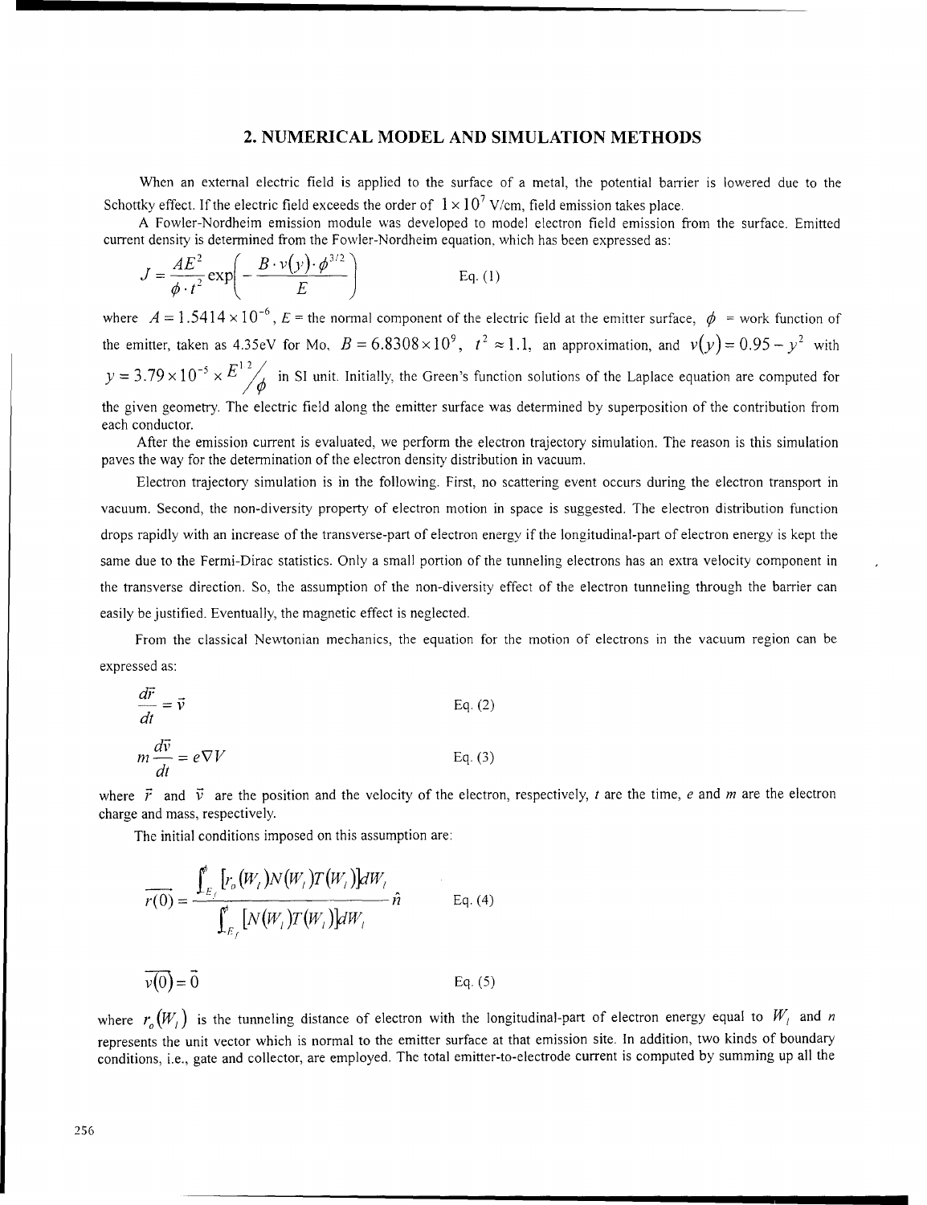## 2. NUMERICAL MODEL AND SIMULATION METHODS

When an external electric field is applied to the surface of a metal, the potential barrier is lowered due to the Schottky effect. If the electric field exceeds the order of $1\times10^{7}$ V/cm, field emission takes place.

A Fowler-Nordheim emission module was developed to model electron field emission from the surface. Emitted current density is determined from the Fowler-Nordheim equation, which has been expressed as:

$$J = \frac{AE^2}{\phi \cdot t^2}\exp\left(-\frac{B\cdot v(y)\cdot \phi^{3/2}}{E}\right) \qquad \text{Eq. (1)}$$

where $A = 1.5414\times10^{-6}$, $E$ = the normal component of the electric field at the emitter surface, $\phi$ = work function of the emitter, taken as 4.35eV for Mo, $B = 6.8308\times10^{9}$, $t^2 \approx 1.1$, an approximation, and $v(y) = 0.95 - y^2$ with $y = 3.79\times10^{-5}\times E^{1/2}/\phi$ in SI unit. Initially, the Green's function solutions of the Laplace equation are computed for the given geometry. The electric field along the emitter surface was determined by superposition of the contribution from each conductor.

After the emission current is evaluated, we perform the electron trajectory simulation. The reason is this simulation paves the way for the determination of the electron density distribution in vacuum.

Electron trajectory simulation is in the following. First, no scattering event occurs during the electron transport in vacuum. Second, the non-diversity property of electron motion in space is suggested. The electron distribution function drops rapidly with an increase of the transverse-part of electron energy if the longitudinal-part of electron energy is kept the same due to the Fermi-Dirac statistics. Only a small portion of the tunneling electrons has an extra velocity component in the transverse direction. So, the assumption of the non-diversity effect of the electron tunneling through the barrier can easily be justified. Eventually, the magnetic effect is neglected.

From the classical Newtonian mechanics, the equation for the motion of electrons in the vacuum region can be expressed as:

$$\frac{d\vec{r}}{dt} = \vec{v} \qquad \text{Eq. (2)}$$

$$m\frac{d\vec{v}}{dt} = e\nabla V \qquad \text{Eq. (3)}$$

where $\vec{r}$ and $\vec{v}$ are the position and the velocity of the electron, respectively, $t$ are the time, $e$ and $m$ are the electron charge and mass, respectively.

The initial conditions imposed on this assumption are:

$$\overrightarrow{r(0)} = \frac{\int_{-E_f}^{\phi}\left[r_o(W_l)N(W_l)T(W_l)\right]dW_l}{\int_{-E_f}^{\phi}\left[N(W_l)T(W_l)\right]dW_l}\hat{n} \qquad \text{Eq. (4)}$$

$$\overrightarrow{v(0)} = \vec{0} \qquad \text{Eq. (5)}$$

where $r_o(W_l)$ is the tunneling distance of electron with the longitudinal-part of electron energy equal to $W_l$ and $n$ represents the unit vector which is normal to the emitter surface at that emission site. In addition, two kinds of boundary conditions, i.e., gate and collector, are employed. The total emitter-to-electrode current is computed by summing up all the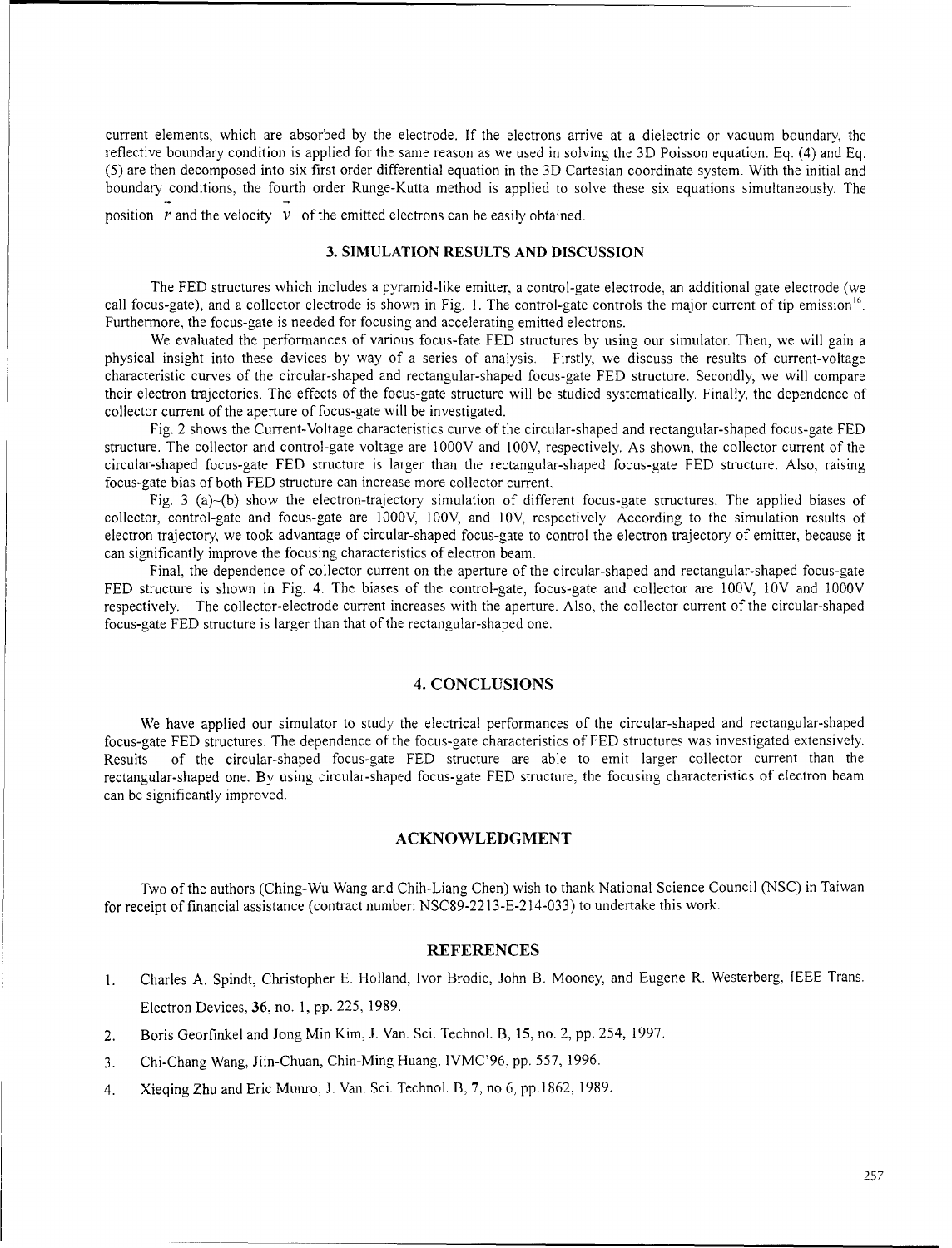current elements, which are absorbed by the electrode. If the electrons arrive at a dielectric or vacuum boundary, the reflective boundary condition is applied for the same reason as we used in solving the 3D Poisson equation. Eq. (4) and Eq. (5) are then decomposed into six first order differential equation in the 3D Cartesian coordinate system. With the initial and boundary conditions, the fourth order Runge-Kutta method is applied to solve these six equations simultaneously. The position $\vec{r}$ and the velocity $\vec{v}$ of the emitted electrons can be easily obtained.

## 3. SIMULATION RESULTS AND DISCUSSION

The FED structures which includes a pyramid-like emitter, a control-gate electrode, an additional gate electrode (we call focus-gate), and a collector electrode is shown in Fig. 1. The control-gate controls the major current of tip emission[16]. Furthermore, the focus-gate is needed for focusing and accelerating emitted electrons.

We evaluated the performances of various focus-fate FED structures by using our simulator. Then, we will gain a physical insight into these devices by way of a series of analysis. Firstly, we discuss the results of current-voltage characteristic curves of the circular-shaped and rectangular-shaped focus-gate FED structure. Secondly, we will compare their electron trajectories. The effects of the focus-gate structure will be studied systematically. Finally, the dependence of collector current of the aperture of focus-gate will be investigated.

Fig. 2 shows the Current-Voltage characteristics curve of the circular-shaped and rectangular-shaped focus-gate FED structure. The collector and control-gate voltage are 1000V and 100V, respectively. As shown, the collector current of the circular-shaped focus-gate FED structure is larger than the rectangular-shaped focus-gate FED structure. Also, raising focus-gate bias of both FED structure can increase more collector current.

Fig. 3 (a)~(b) show the electron-trajectory simulation of different focus-gate structures. The applied biases of collector, control-gate and focus-gate are 1000V, 100V, and 10V, respectively. According to the simulation results of electron trajectory, we took advantage of circular-shaped focus-gate to control the electron trajectory of emitter, because it can significantly improve the focusing characteristics of electron beam.

Final, the dependence of collector current on the aperture of the circular-shaped and rectangular-shaped focus-gate FED structure is shown in Fig. 4. The biases of the control-gate, focus-gate and collector are 100V, 10V and 1000V respectively. The collector-electrode current increases with the aperture. Also, the collector current of the circular-shaped focus-gate FED structure is larger than that of the rectangular-shaped one.

## 4. CONCLUSIONS

We have applied our simulator to study the electrical performances of the circular-shaped and rectangular-shaped focus-gate FED structures. The dependence of the focus-gate characteristics of FED structures was investigated extensively. Results of the circular-shaped focus-gate FED structure are able to emit larger collector current than the rectangular-shaped one. By using circular-shaped focus-gate FED structure, the focusing characteristics of electron beam can be significantly improved.

## ACKNOWLEDGMENT

Two of the authors (Ching-Wu Wang and Chih-Liang Chen) wish to thank National Science Council (NSC) in Taiwan for receipt of financial assistance (contract number: NSC89-2213-E-214-033) to undertake this work.

## REFERENCES

1. Charles A. Spindt, Christopher E. Holland, Ivor Brodie, John B. Mooney, and Eugene R. Westerberg, IEEE Trans. Electron Devices, **36**, no. 1, pp. 225, 1989.
2. Boris Georfinkel and Jong Min Kim, J. Van. Sci. Technol. B, **15**, no. 2, pp. 254, 1997.
3. Chi-Chang Wang, Jiin-Chuan, Chin-Ming Huang, IVMC'96, pp. 557, 1996.
4. Xieqing Zhu and Eric Munro, J. Van. Sci. Technol. B, **7**, no 6, pp.1862, 1989.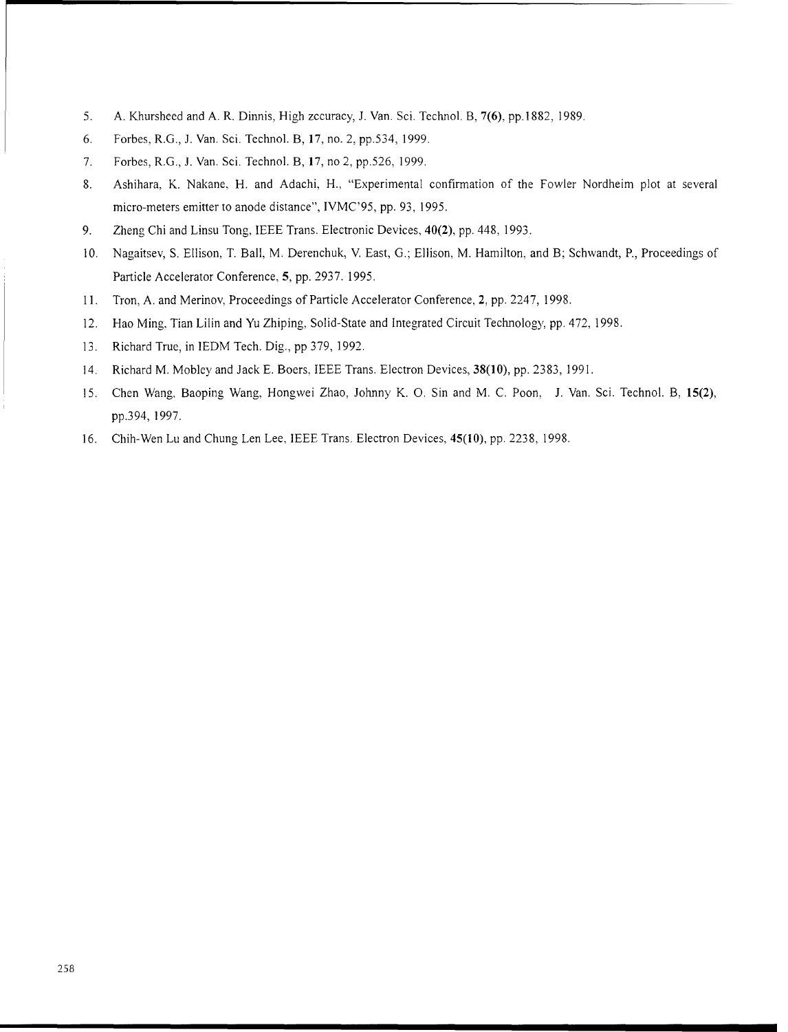5. A. Khursheed and A. R. Dinnis, High zccuracy, J. Van. Sci. Technol. B, **7(6)**, pp.1882, 1989.
6. Forbes, R.G., J. Van. Sci. Technol. B, **17**, no. 2, pp.534, 1999.
7. Forbes, R.G., J. Van. Sci. Technol. B, **17**, no 2, pp.526, 1999.
8. Ashihara, K. Nakane, H. and Adachi, H., "Experimental confirmation of the Fowler Nordheim plot at several micro-meters emitter to anode distance", IVMC'95, pp. 93, 1995.
9. Zheng Chi and Linsu Tong, IEEE Trans. Electronic Devices, **40(2)**, pp. 448, 1993.
10. Nagaitsev, S. Ellison, T. Ball, M. Derenchuk, V. East, G.; Ellison, M. Hamilton, and B; Schwandt, P., Proceedings of Particle Accelerator Conference, **5**, pp. 2937. 1995.
11. Tron, A. and Merinov, Proceedings of Particle Accelerator Conference, **2**, pp. 2247, 1998.
12. Hao Ming, Tian Lilin and Yu Zhiping, Solid-State and Integrated Circuit Technology, pp. 472, 1998.
13. Richard True, in IEDM Tech. Dig., pp 379, 1992.
14. Richard M. Mobley and Jack E. Boers, IEEE Trans. Electron Devices, **38(10)**, pp. 2383, 1991.
15. Chen Wang, Baoping Wang, Hongwei Zhao, Johnny K. O. Sin and M. C. Poon, J. Van. Sci. Technol. B, **15(2)**, pp.394, 1997.
16. Chih-Wen Lu and Chung Len Lee, IEEE Trans. Electron Devices, **45(10)**, pp. 2238, 1998.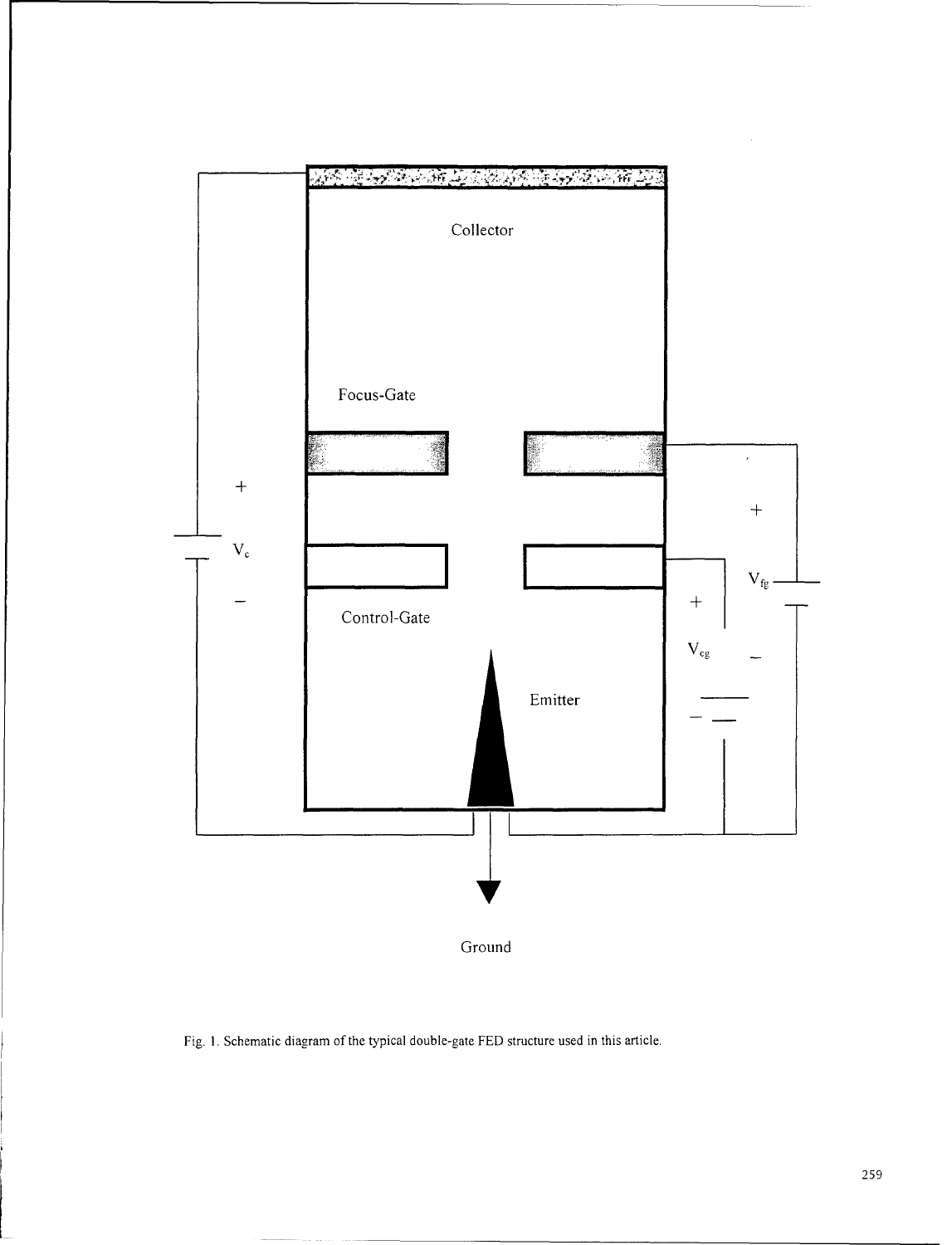Fig. 1. Schematic diagram of the typical double-gate FED structure used in this article.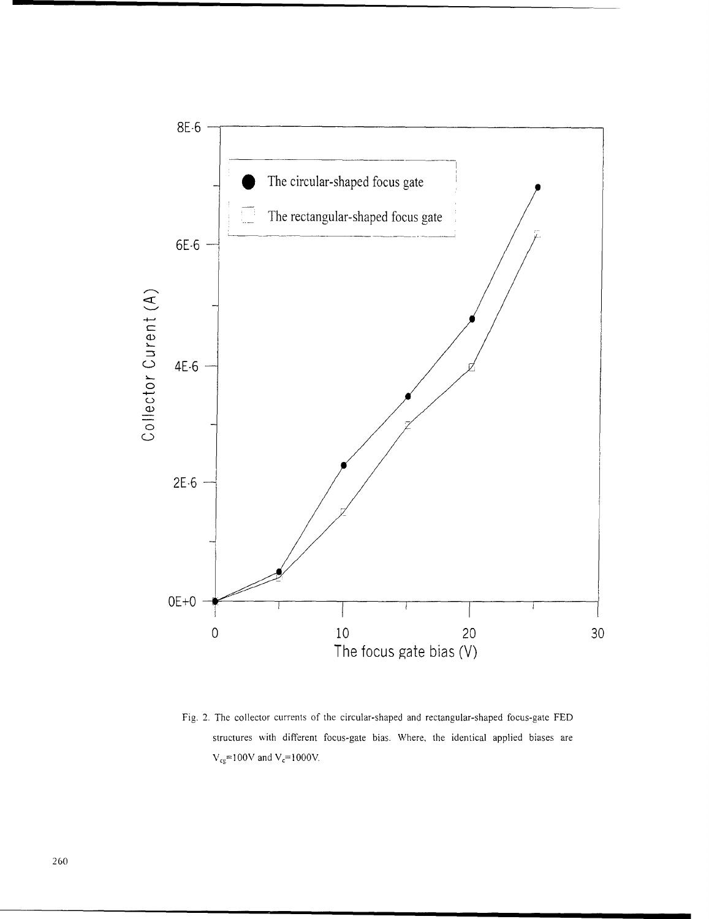Fig. 2. The collector currents of the circular-shaped and rectangular-shaped focus-gate FED structures with different focus-gate bias. Where, the identical applied biases are $V_{cg}$=100V and $V_c$=1000V.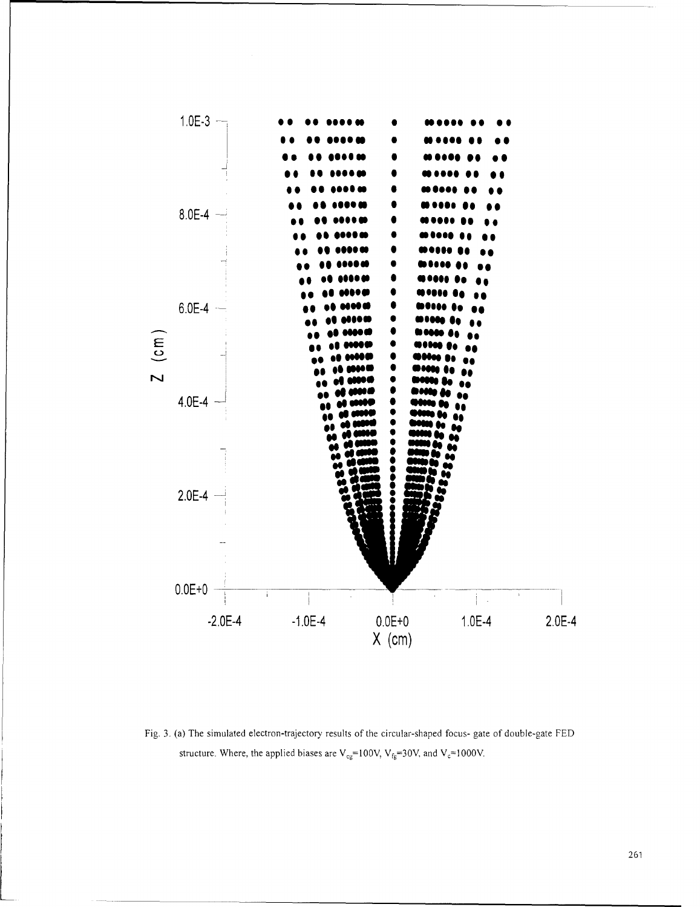Fig. 3. (a) The simulated electron-trajectory results of the circular-shaped focus- gate of double-gate FED structure. Where, the applied biases are $V_{cg}$=100V, $V_{fg}$=30V, and $V_{c}$=1000V.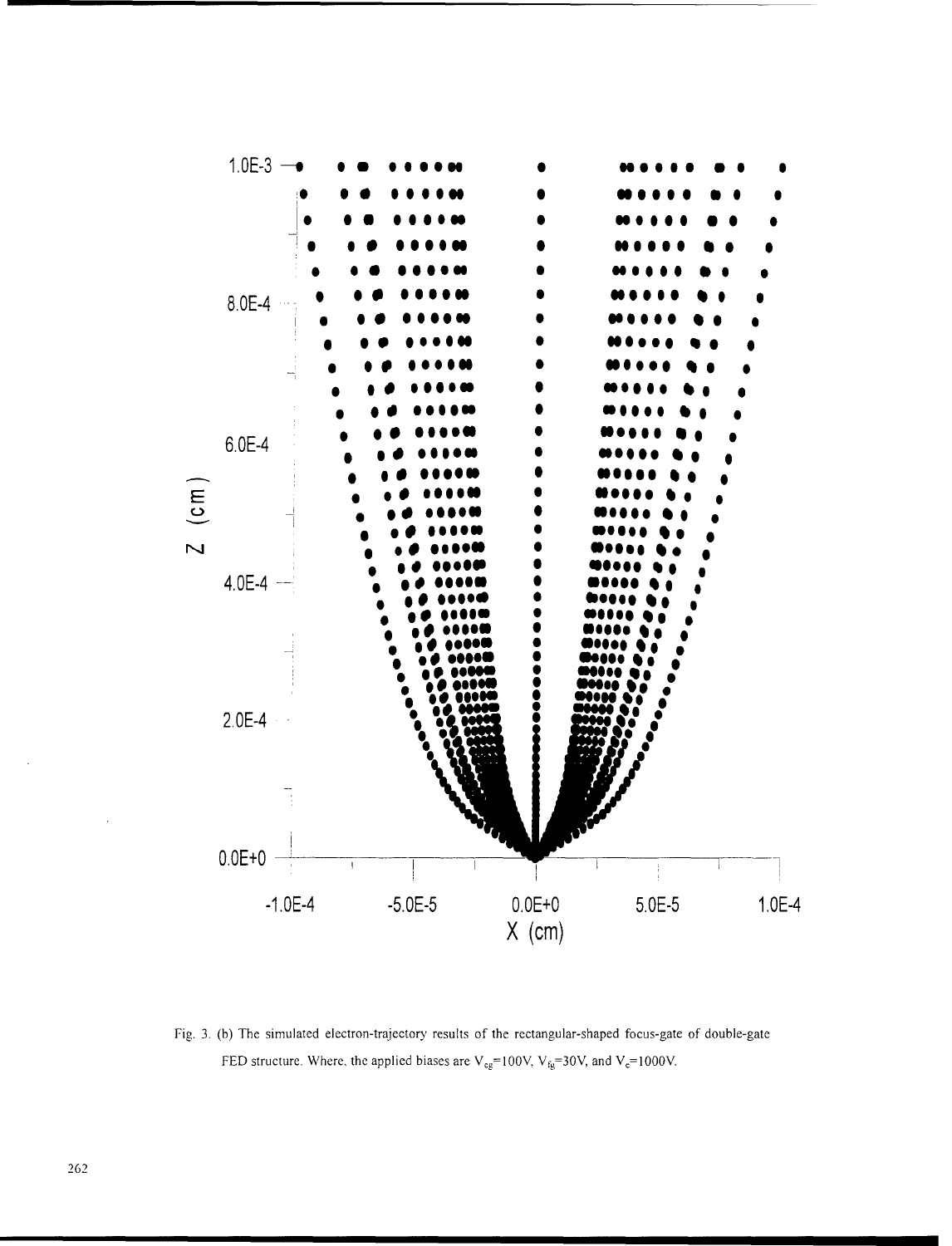Fig. 3. (b) The simulated electron-trajectory results of the rectangular-shaped focus-gate of double-gate FED structure. Where, the applied biases are $V_{cg}$=100V, $V_{fg}$=30V, and $V_{c}$=1000V.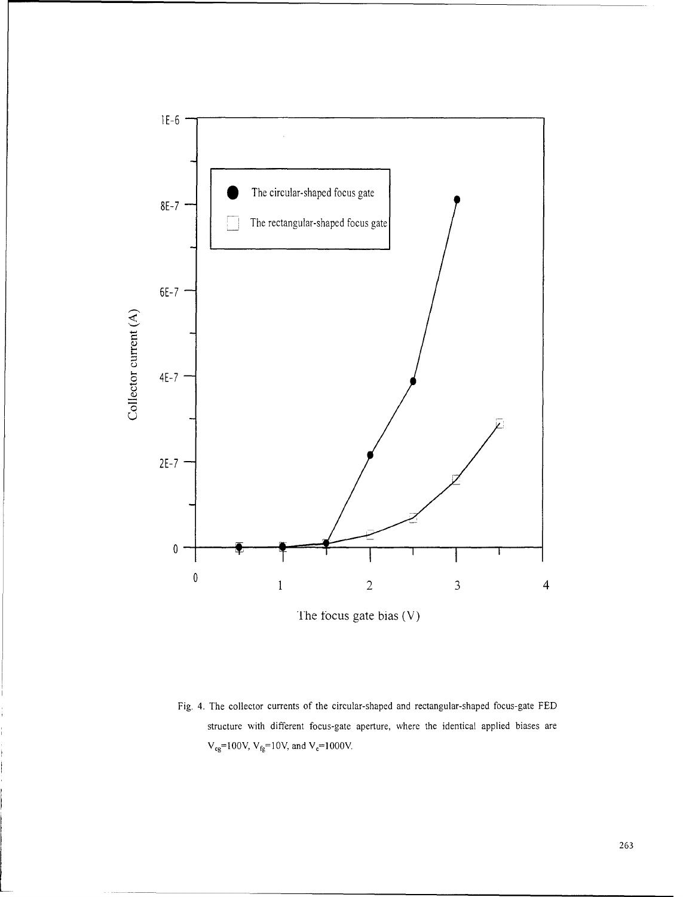1E-6

8E-7

6E-7

4E-7

2E-7

0

Collector current (A)

The circular-shaped focus gate

The rectangular-shaped focus gate

0

1

2

3

4

The focus gate bias (V)

Fig. 4. The collector currents of the circular-shaped and rectangular-shaped focus-gate FED structure with different focus-gate aperture, where the identical applied biases are $V_{cg}$=100V, $V_{fg}$=10V, and $V_c$=1000V.